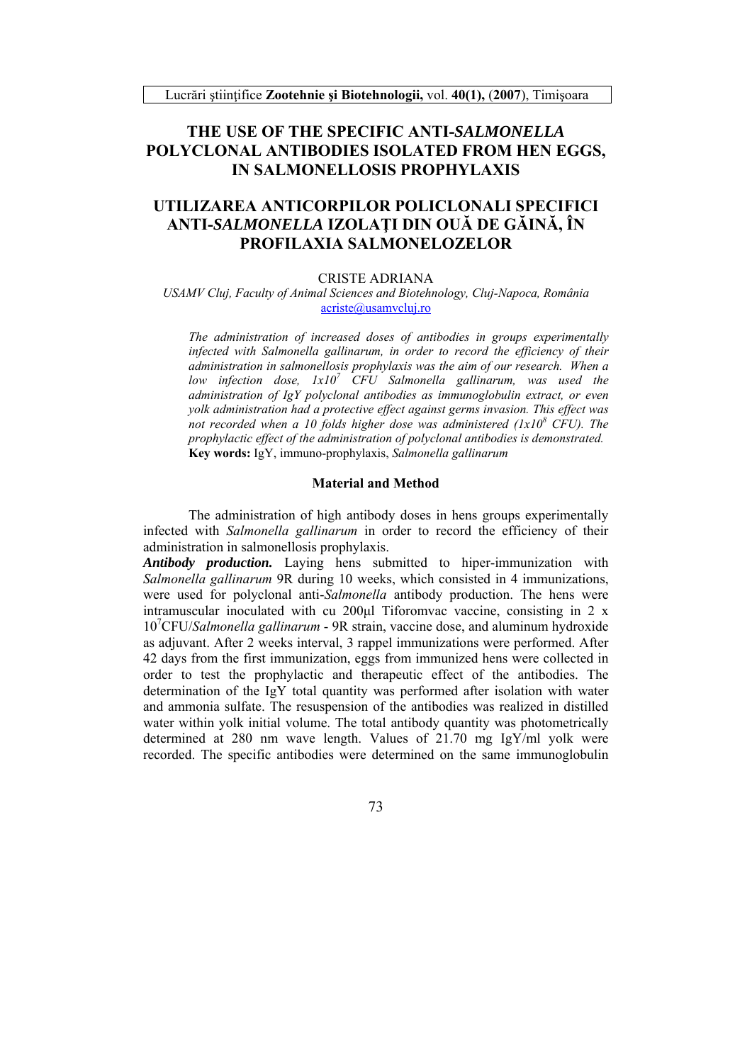# THE USE OF THE SPECIFIC ANTI-*SALMONELLA* POLYCLONAL ANTIBODIES ISOLATED FROM HEN EGGS, IN SALMONELLOSIS PROPHYLAXIS

# UTILIZAREA ANTICORPILOR POLICLONALI SPECIFICI ANTI-*SALMONELLA* IZOLAŢI DIN OUĂ DE GĂINĂ, ÎN PROFILAXIA SALMONELOZELOR

CRISTE ADRIANA

*USAMV Cluj, Faculty of Animal Sciences and Biotehnology, Cluj-Napoca, România*

acriste@usamvcluj.ro

*The administration of increased doses of antibodies in groups experimentally infected with Salmonella gallinarum, in order to record the efficiency of their administration in salmonellosis prophylaxis was the aim of our research. When a low infection dose, $1x10^7$ CFU Salmonella gallinarum, was used the administration of IgY polyclonal antibodies as immunoglobulin extract, or even yolk administration had a protective effect against germs invasion. This effect was not recorded when a 10 folds higher dose was administered ($1x10^8$ CFU). The prophylactic effect of the administration of polyclonal antibodies is demonstrated.*

**Key words:** IgY, immuno-prophylaxis, *Salmonella gallinarum*

## Material and Method

The administration of high antibody doses in hens groups experimentally infected with *Salmonella gallinarum* in order to record the efficiency of their administration in salmonellosis prophylaxis.

***Antibody production.*** Laying hens submitted to hiper-immunization with *Salmonella gallinarum* 9R during 10 weeks, which consisted in 4 immunizations, were used for polyclonal anti-*Salmonella* antibody production. The hens were intramuscular inoculated with cu 200μl Tiforomvac vaccine, consisting in 2 x $10^7$CFU/*Salmonella gallinarum* - 9R strain, vaccine dose, and aluminum hydroxide as adjuvant. After 2 weeks interval, 3 rappel immunizations were performed. After 42 days from the first immunization, eggs from immunized hens were collected in order to test the prophylactic and therapeutic effect of the antibodies. The determination of the IgY total quantity was performed after isolation with water and ammonia sulfate. The resuspension of the antibodies was realized in distilled water within yolk initial volume. The total antibody quantity was photometrically determined at 280 nm wave length. Values of 21.70 mg IgY/ml yolk were recorded. The specific antibodies were determined on the same immunoglobulin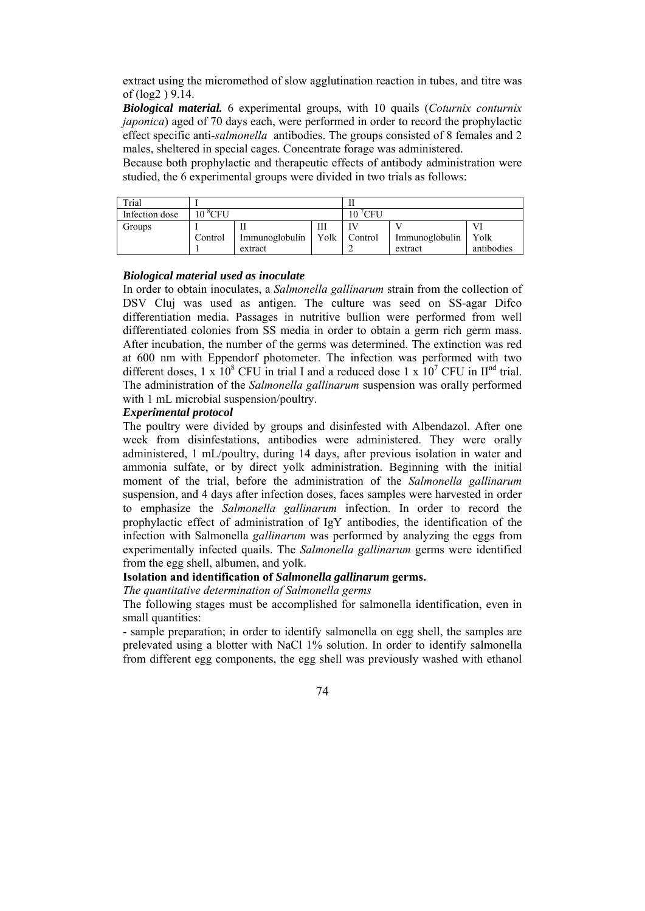extract using the micromethod of slow agglutination reaction in tubes, and titre was of (log2 ) 9.14.

***Biological material.*** 6 experimental groups, with 10 quails (*Coturnix conturnix japonica*) aged of 70 days each, were performed in order to record the prophylactic effect specific anti-*salmonella* antibodies. The groups consisted of 8 females and 2 males, sheltered in special cages. Concentrate forage was administered.

Because both prophylactic and therapeutic effects of antibody administration were studied, the 6 experimental groups were divided in two trials as follows:

| Trial | I | | | II | | |
|---|---|---|---|---|---|---|
| Infection dose | $10^{8}$CFU | | | $10^{7}$CFU | | |
| Groups | I Control 1 | II Immunoglobulin extract | III Yolk | IV Control 2 | V Immunoglobulin extract | VI Yolk antibodies |

***Biological material used as inoculate***

In order to obtain inoculates, a *Salmonella gallinarum* strain from the collection of DSV Cluj was used as antigen. The culture was seed on SS-agar Difco differentiation media. Passages in nutritive bullion were performed from well differentiated colonies from SS media in order to obtain a germ rich germ mass. After incubation, the number of the germs was determined. The extinction was red at 600 nm with Eppendorf photometer. The infection was performed with two different doses, $1 \times 10^{8}$ CFU in trial I and a reduced dose $1 \times 10^{7}$ CFU in II$^{nd}$ trial. The administration of the *Salmonella gallinarum* suspension was orally performed with 1 mL microbial suspension/poultry.

***Experimental protocol***

The poultry were divided by groups and disinfested with Albendazol. After one week from disinfestations, antibodies were administered. They were orally administered, 1 mL/poultry, during 14 days, after previous isolation in water and ammonia sulfate, or by direct yolk administration. Beginning with the initial moment of the trial, before the administration of the *Salmonella gallinarum* suspension, and 4 days after infection doses, faces samples were harvested in order to emphasize the *Salmonella gallinarum* infection. In order to record the prophylactic effect of administration of IgY antibodies, the identification of the infection with Salmonella *gallinarum* was performed by analyzing the eggs from experimentally infected quails. The *Salmonella gallinarum* germs were identified from the egg shell, albumen, and yolk.

**Isolation and identification of *Salmonella gallinarum* germs.**

*The quantitative determination of Salmonella germs*

The following stages must be accomplished for salmonella identification, even in small quantities:

- sample preparation; in order to identify salmonella on egg shell, the samples are prelevated using a blotter with NaCl 1% solution. In order to identify salmonella from different egg components, the egg shell was previously washed with ethanol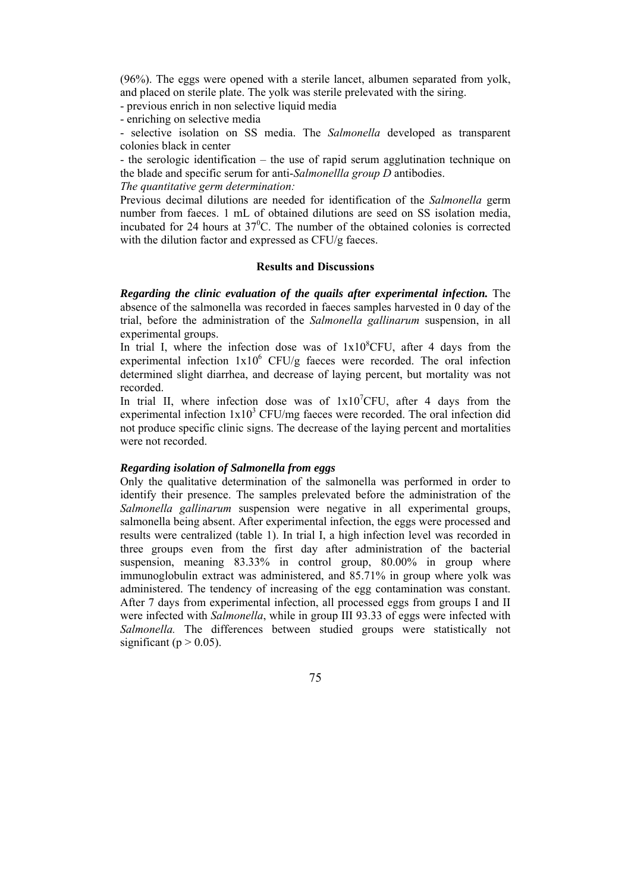(96%). The eggs were opened with a sterile lancet, albumen separated from yolk, and placed on sterile plate. The yolk was sterile prelevated with the siring.

- previous enrich in non selective liquid media
- enriching on selective media
- selective isolation on SS media. The *Salmonella* developed as transparent colonies black in center
- the serologic identification – the use of rapid serum agglutination technique on the blade and specific serum for anti-*Salmonellla group D* antibodies.

*The quantitative germ determination:*

Previous decimal dilutions are needed for identification of the *Salmonella* germ number from faeces. 1 mL of obtained dilutions are seed on SS isolation media, incubated for 24 hours at $37^0$C. The number of the obtained colonies is corrected with the dilution factor and expressed as CFU/g faeces.

## Results and Discussions

***Regarding the clinic evaluation of the quails after experimental infection.*** The absence of the salmonella was recorded in faeces samples harvested in 0 day of the trial, before the administration of the *Salmonella gallinarum* suspension, in all experimental groups.

In trial I, where the infection dose was of $1x10^8$CFU, after 4 days from the experimental infection $1x10^6$ CFU/g faeces were recorded. The oral infection determined slight diarrhea, and decrease of laying percent, but mortality was not recorded.

In trial II, where infection dose was of $1x10^7$CFU, after 4 days from the experimental infection $1x10^3$ CFU/mg faeces were recorded. The oral infection did not produce specific clinic signs. The decrease of the laying percent and mortalities were not recorded.

***Regarding isolation of Salmonella from eggs***

Only the qualitative determination of the salmonella was performed in order to identify their presence. The samples prelevated before the administration of the *Salmonella gallinarum* suspension were negative in all experimental groups, salmonella being absent. After experimental infection, the eggs were processed and results were centralized (table 1). In trial I, a high infection level was recorded in three groups even from the first day after administration of the bacterial suspension, meaning 83.33% in control group, 80.00% in group where immunoglobulin extract was administered, and 85.71% in group where yolk was administered. The tendency of increasing of the egg contamination was constant. After 7 days from experimental infection, all processed eggs from groups I and II were infected with *Salmonella*, while in group III 93.33 of eggs were infected with *Salmonella.* The differences between studied groups were statistically not significant ($p > 0.05$).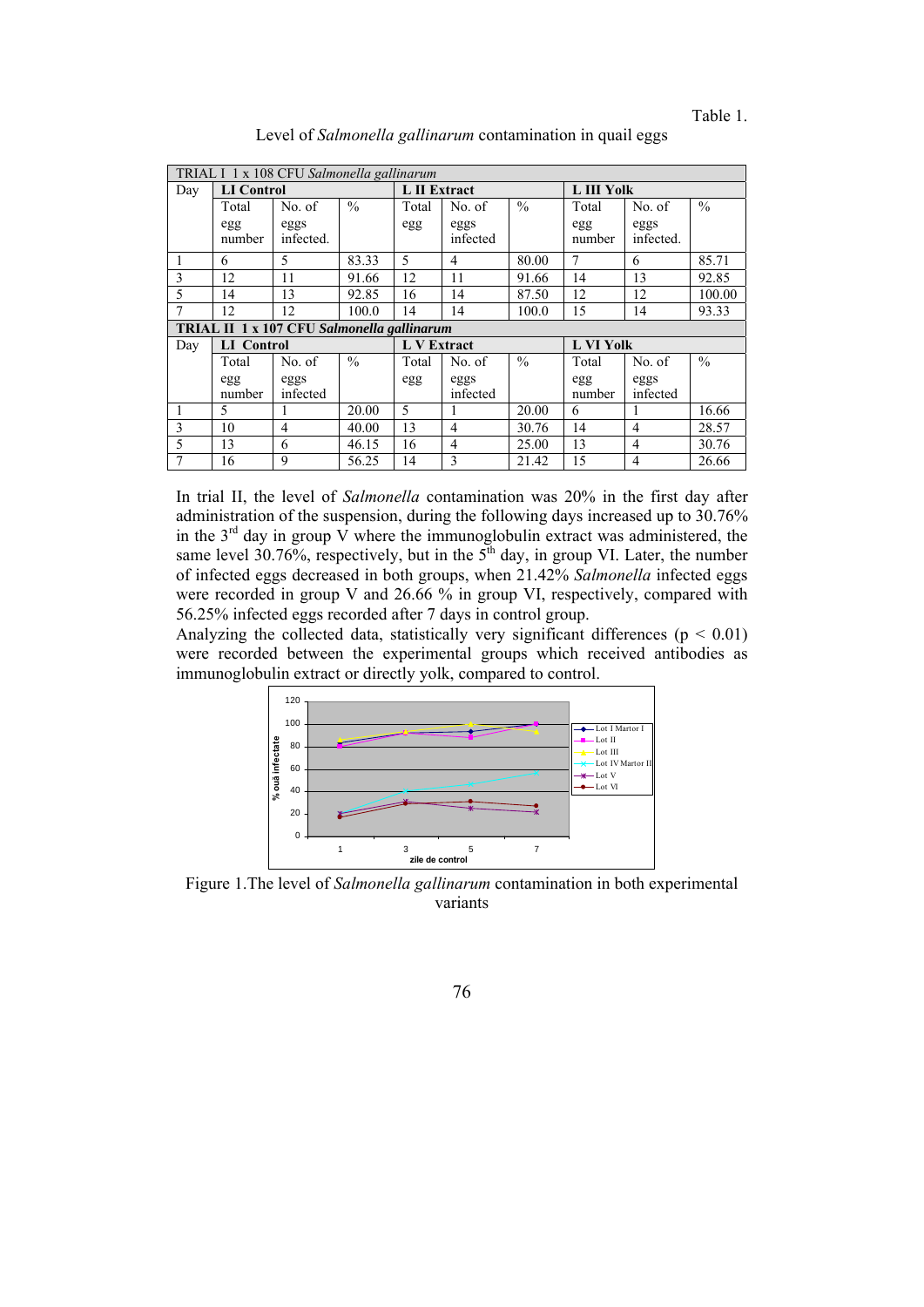Table 1.

Level of *Salmonella gallinarum* contamination in quail eggs

| TRIAL I 1 x 108 CFU *Salmonella gallinarum* | | | | | | | | | |
|---|---|---|---|---|---|---|---|---|---|
| Day | **LI Control** | | | **L II Extract** | | | **L III Yolk** | | |
| | Total egg number | No. of eggs infected. | % | Total egg | No. of eggs infected | % | Total egg number | No. of eggs infected. | % |
| 1 | 6 | 5 | 83.33 | 5 | 4 | 80.00 | 7 | 6 | 85.71 |
| 3 | 12 | 11 | 91.66 | 12 | 11 | 91.66 | 14 | 13 | 92.85 |
| 5 | 14 | 13 | 92.85 | 16 | 14 | 87.50 | 12 | 12 | 100.00 |
| 7 | 12 | 12 | 100.0 | 14 | 14 | 100.0 | 15 | 14 | 93.33 |
| **TRIAL II 1 x 107 CFU *Salmonella gallinarum*** | | | | | | | | | |
| Day | **LI Control** | | | **L V Extract** | | | **L VI Yolk** | | |
| | Total egg number | No. of eggs infected | % | Total egg | No. of eggs infected | % | Total egg number | No. of eggs infected | % |
| 1 | 5 | 1 | 20.00 | 5 | 1 | 20.00 | 6 | 1 | 16.66 |
| 3 | 10 | 4 | 40.00 | 13 | 4 | 30.76 | 14 | 4 | 28.57 |
| 5 | 13 | 6 | 46.15 | 16 | 4 | 25.00 | 13 | 4 | 30.76 |
| 7 | 16 | 9 | 56.25 | 14 | 3 | 21.42 | 15 | 4 | 26.66 |

In trial II, the level of *Salmonella* contamination was 20% in the first day after administration of the suspension, during the following days increased up to 30.76% in the 3[rd] day in group V where the immunoglobulin extract was administered, the same level 30.76%, respectively, but in the 5[th] day, in group VI. Later, the number of infected eggs decreased in both groups, when 21.42% *Salmonella* infected eggs were recorded in group V and 26.66 % in group VI, respectively, compared with 56.25% infected eggs recorded after 7 days in control group.

Analyzing the collected data, statistically very significant differences ($p < 0.01$) were recorded between the experimental groups which received antibodies as immunoglobulin extract or directly yolk, compared to control.

120
100
80
60
40
20
0
% ouă infectate
1
3
5
7
zile de control
Lot I Martor I
Lot II
Lot III
Lot IV Martor II
Lot V
Lot VI

Figure 1.The level of *Salmonella gallinarum* contamination in both experimental variants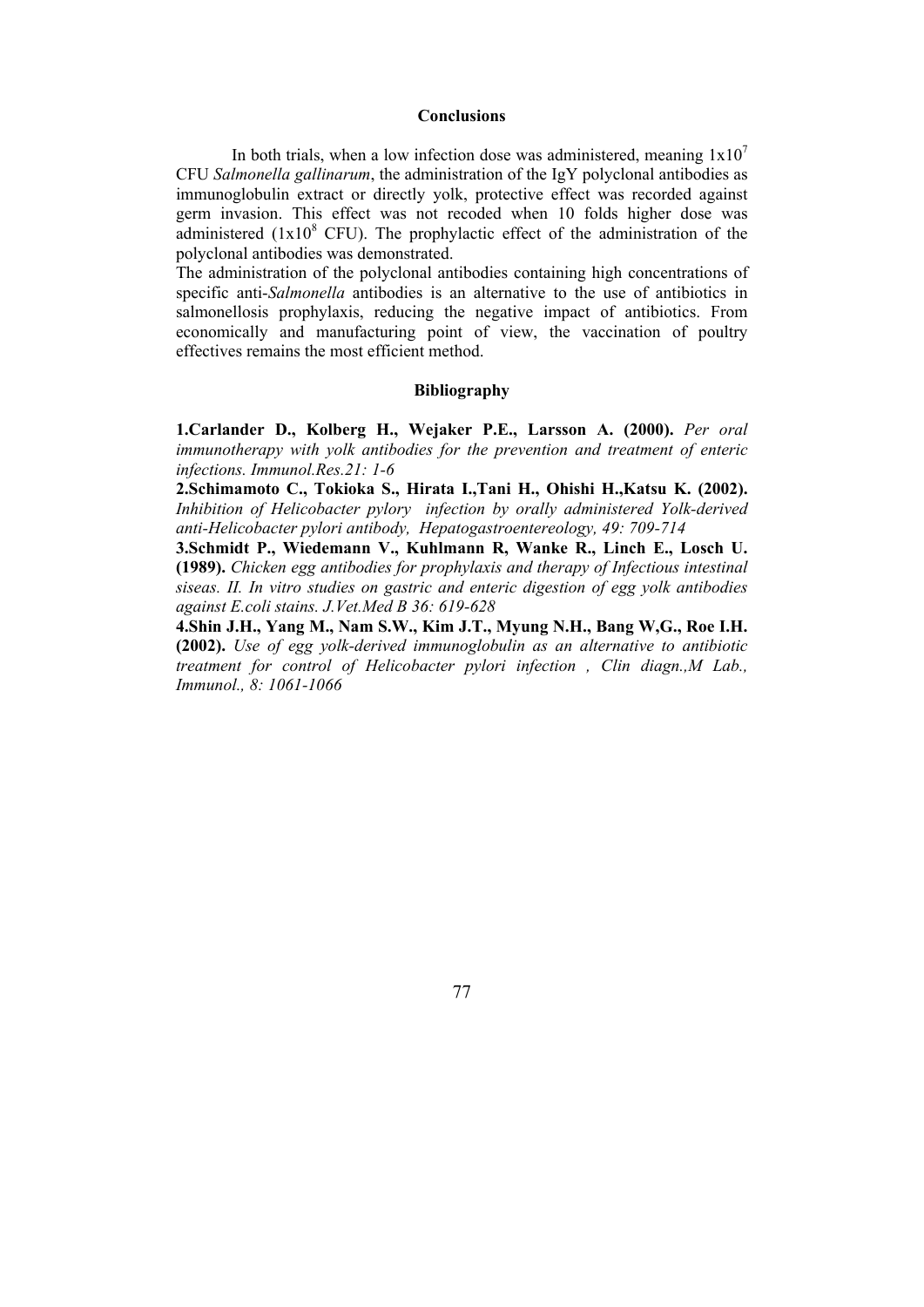## Conclusions

In both trials, when a low infection dose was administered, meaning $1x10^7$ CFU *Salmonella gallinarum*, the administration of the IgY polyclonal antibodies as immunoglobulin extract or directly yolk, protective effect was recorded against germ invasion. This effect was not recoded when 10 folds higher dose was administered ($1x10^8$ CFU). The prophylactic effect of the administration of the polyclonal antibodies was demonstrated.

The administration of the polyclonal antibodies containing high concentrations of specific anti-*Salmonella* antibodies is an alternative to the use of antibiotics in salmonellosis prophylaxis, reducing the negative impact of antibiotics. From economically and manufacturing point of view, the vaccination of poultry effectives remains the most efficient method.

## Bibliography

**1.Carlander D., Kolberg H., Wejaker P.E., Larsson A. (2000).** *Per oral immunotherapy with yolk antibodies for the prevention and treatment of enteric infections. Immunol.Res.21: 1-6*

**2.Schimamoto C., Tokioka S., Hirata I.,Tani H., Ohishi H.,Katsu K. (2002).** *Inhibition of Helicobacter pylory infection by orally administered Yolk-derived anti-Helicobacter pylori antibody, Hepatogastroentereology, 49: 709-714*

**3.Schmidt P., Wiedemann V., Kuhlmann R, Wanke R., Linch E., Losch U. (1989).** *Chicken egg antibodies for prophylaxis and therapy of Infectious intestinal siseas. II. In vitro studies on gastric and enteric digestion of egg yolk antibodies against E.coli stains. J.Vet.Med B 36: 619-628*

**4.Shin J.H., Yang M., Nam S.W., Kim J.T., Myung N.H., Bang W,G., Roe I.H. (2002).** *Use of egg yolk-derived immunoglobulin as an alternative to antibiotic treatment for control of Helicobacter pylori infection , Clin diagn.,M Lab., Immunol., 8: 1061-1066*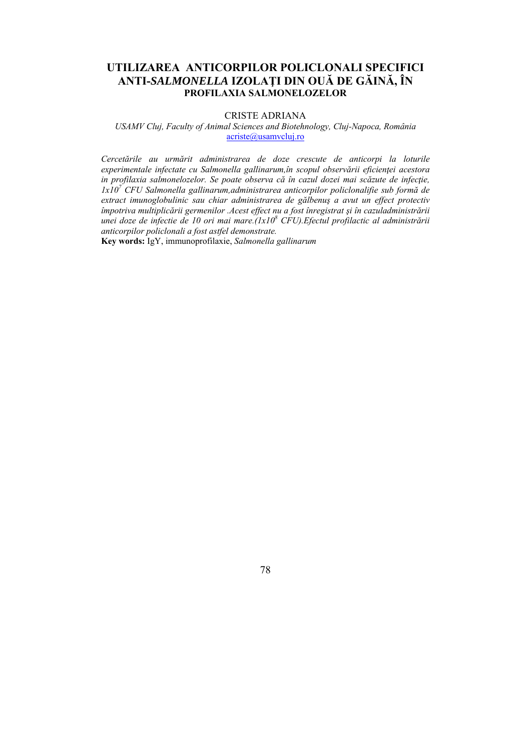# UTILIZAREA ANTICORPILOR POLICLONALI SPECIFICI ANTI-*SALMONELLA* IZOLAŢI DIN OUĂ DE GĂINĂ, ÎN PROFILAXIA SALMONELOZELOR

CRISTE ADRIANA

*USAMV Cluj, Faculty of Animal Sciences and Biotehnology, Cluj-Napoca, România*
acriste@usamvcluj.ro

*Cercetările au urmărit administrarea de doze crescute de anticorpi la loturile experimentale infectate cu Salmonella gallinarum,în scopul observării eficienţei acestora in profilaxia salmonelozelor. Se poate observa că în cazul dozei mai scăzute de infecţie, $1x10^7$ CFU Salmonella gallinarum,administrarea anticorpilor policlonalifie sub formă de extract imunoglobulinic sau chiar administrarea de gălbenuş a avut un effect protectiv împotriva multiplicării germenilor .Acest effect nu a fost înregistrat şi în cazuladministrării unei doze de infectie de 10 ori mai mare.($1x10^8$ CFU).Efectul profilactic al administrării anticorpilor policlonali a fost astfel demonstrate.*

**Key words:** IgY, immunoprofilaxie, *Salmonella gallinarum*